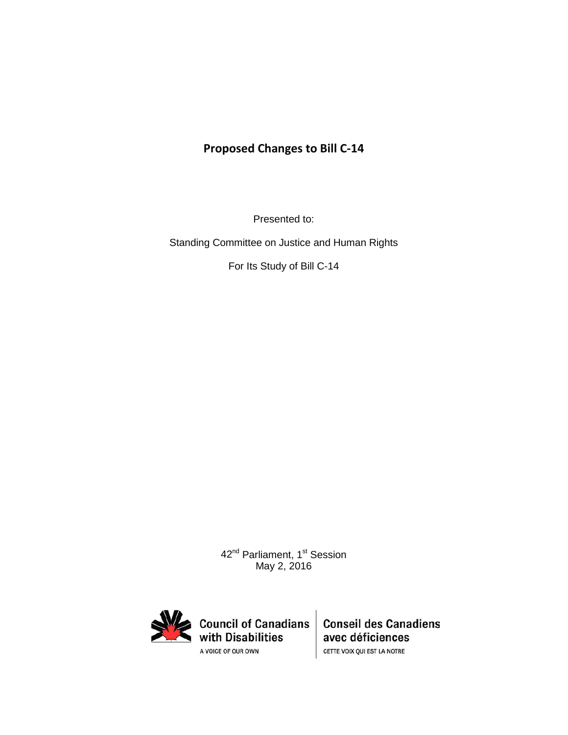# Proposed Changes to Bill C-14

Presented to:

Standing Committee on Justice and Human Rights

For Its Study of Bill C-14

42nd Parliament, 1st Session
May 2, 2016

Council of Canadians with Disabilities
A VOICE OF OUR OWN

Conseil des Canadiens avec déficiences
CETTE VOIX QUI EST LA NOTRE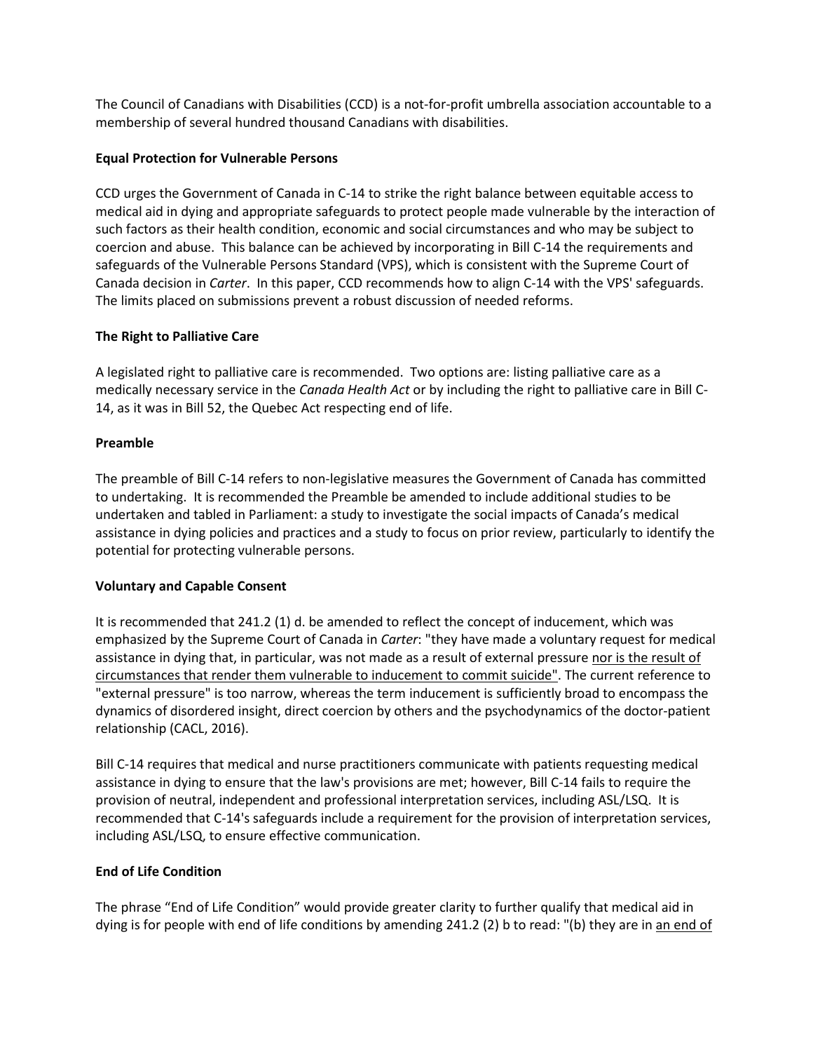The Council of Canadians with Disabilities (CCD) is a not-for-profit umbrella association accountable to a membership of several hundred thousand Canadians with disabilities.

**Equal Protection for Vulnerable Persons**

CCD urges the Government of Canada in C-14 to strike the right balance between equitable access to medical aid in dying and appropriate safeguards to protect people made vulnerable by the interaction of such factors as their health condition, economic and social circumstances and who may be subject to coercion and abuse. This balance can be achieved by incorporating in Bill C-14 the requirements and safeguards of the Vulnerable Persons Standard (VPS), which is consistent with the Supreme Court of Canada decision in *Carter*. In this paper, CCD recommends how to align C-14 with the VPS' safeguards. The limits placed on submissions prevent a robust discussion of needed reforms.

**The Right to Palliative Care**

A legislated right to palliative care is recommended. Two options are: listing palliative care as a medically necessary service in the *Canada Health Act* or by including the right to palliative care in Bill C-14, as it was in Bill 52, the Quebec Act respecting end of life.

**Preamble**

The preamble of Bill C-14 refers to non-legislative measures the Government of Canada has committed to undertaking. It is recommended the Preamble be amended to include additional studies to be undertaken and tabled in Parliament: a study to investigate the social impacts of Canada's medical assistance in dying policies and practices and a study to focus on prior review, particularly to identify the potential for protecting vulnerable persons.

**Voluntary and Capable Consent**

It is recommended that 241.2 (1) d. be amended to reflect the concept of inducement, which was emphasized by the Supreme Court of Canada in *Carter*: "they have made a voluntary request for medical assistance in dying that, in particular, was not made as a result of external pressure <u>nor is the result of circumstances that render them vulnerable to inducement to commit suicide</u>". The current reference to "external pressure" is too narrow, whereas the term inducement is sufficiently broad to encompass the dynamics of disordered insight, direct coercion by others and the psychodynamics of the doctor-patient relationship (CACL, 2016).

Bill C-14 requires that medical and nurse practitioners communicate with patients requesting medical assistance in dying to ensure that the law's provisions are met; however, Bill C-14 fails to require the provision of neutral, independent and professional interpretation services, including ASL/LSQ. It is recommended that C-14's safeguards include a requirement for the provision of interpretation services, including ASL/LSQ, to ensure effective communication.

**End of Life Condition**

The phrase "End of Life Condition" would provide greater clarity to further qualify that medical aid in dying is for people with end of life conditions by amending 241.2 (2) b to read: "(b) they are in <u>an end of</u>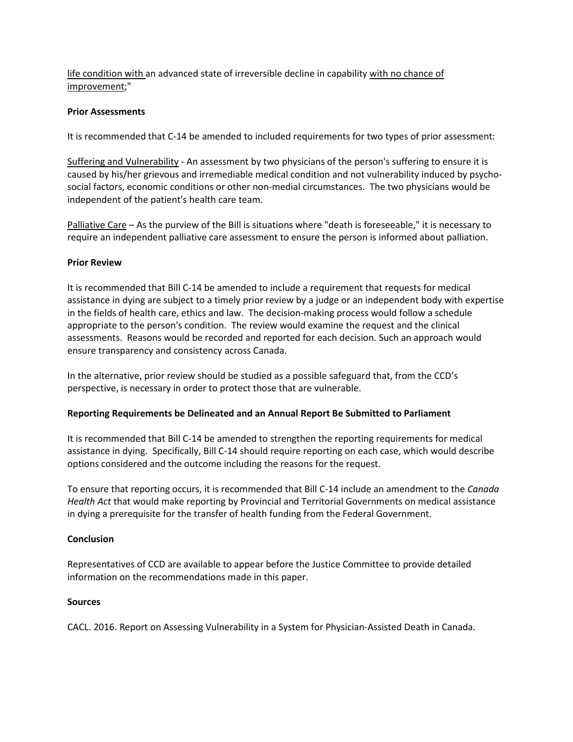life condition with an advanced state of irreversible decline in capability with no chance of improvement;"

**Prior Assessments**

It is recommended that C-14 be amended to included requirements for two types of prior assessment:

Suffering and Vulnerability - An assessment by two physicians of the person's suffering to ensure it is caused by his/her grievous and irremediable medical condition and not vulnerability induced by psycho-social factors, economic conditions or other non-medial circumstances. The two physicians would be independent of the patient's health care team.

Palliative Care – As the purview of the Bill is situations where "death is foreseeable," it is necessary to require an independent palliative care assessment to ensure the person is informed about palliation.

**Prior Review**

It is recommended that Bill C-14 be amended to include a requirement that requests for medical assistance in dying are subject to a timely prior review by a judge or an independent body with expertise in the fields of health care, ethics and law. The decision-making process would follow a schedule appropriate to the person's condition. The review would examine the request and the clinical assessments. Reasons would be recorded and reported for each decision. Such an approach would ensure transparency and consistency across Canada.

In the alternative, prior review should be studied as a possible safeguard that, from the CCD's perspective, is necessary in order to protect those that are vulnerable.

**Reporting Requirements be Delineated and an Annual Report Be Submitted to Parliament**

It is recommended that Bill C-14 be amended to strengthen the reporting requirements for medical assistance in dying. Specifically, Bill C-14 should require reporting on each case, which would describe options considered and the outcome including the reasons for the request.

To ensure that reporting occurs, it is recommended that Bill C-14 include an amendment to the *Canada Health Act* that would make reporting by Provincial and Territorial Governments on medical assistance in dying a prerequisite for the transfer of health funding from the Federal Government.

**Conclusion**

Representatives of CCD are available to appear before the Justice Committee to provide detailed information on the recommendations made in this paper.

**Sources**

CACL. 2016. Report on Assessing Vulnerability in a System for Physician-Assisted Death in Canada.